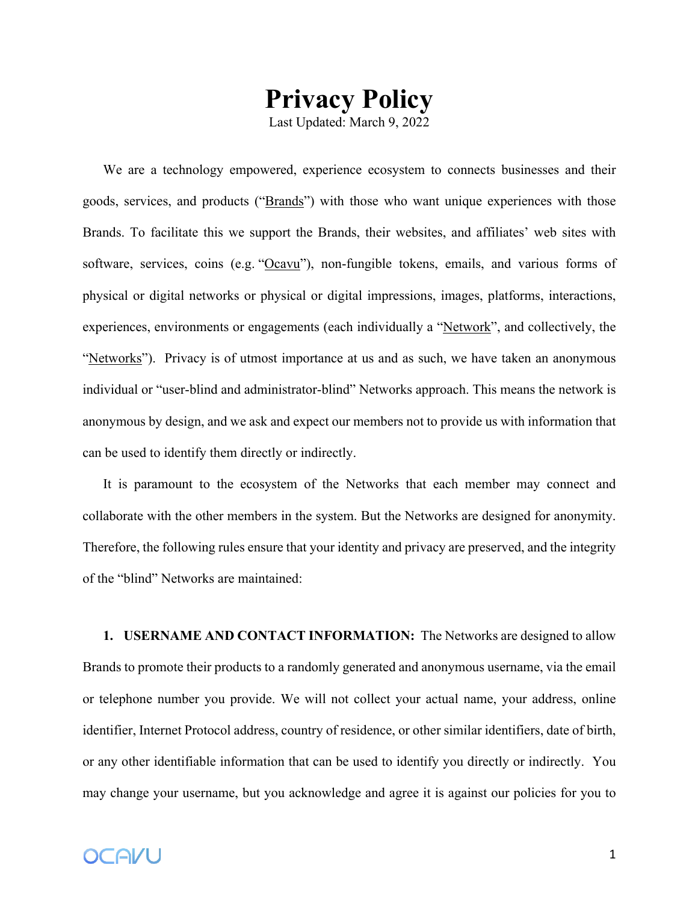# Privacy Policy

Last Updated: March 9, 2022

We are a technology empowered, experience ecosystem to connects businesses and their goods, services, and products ("Brands") with those who want unique experiences with those Brands. To facilitate this we support the Brands, their websites, and affiliates' web sites with software, services, coins (e.g. "Ocavu"), non-fungible tokens, emails, and various forms of physical or digital networks or physical or digital impressions, images, platforms, interactions, experiences, environments or engagements (each individually a "Network", and collectively, the "Networks"). Privacy is of utmost importance at us and as such, we have taken an anonymous individual or "user-blind and administrator-blind" Networks approach. This means the network is anonymous by design, and we ask and expect our members not to provide us with information that can be used to identify them directly or indirectly.

It is paramount to the ecosystem of the Networks that each member may connect and collaborate with the other members in the system. But the Networks are designed for anonymity. Therefore, the following rules ensure that your identity and privacy are preserved, and the integrity of the "blind" Networks are maintained:

1. **USERNAME AND CONTACT INFORMATION:** The Networks are designed to allow Brands to promote their products to a randomly generated and anonymous username, via the email or telephone number you provide. We will not collect your actual name, your address, online identifier, Internet Protocol address, country of residence, or other similar identifiers, date of birth, or any other identifiable information that can be used to identify you directly or indirectly. You may change your username, but you acknowledge and agree it is against our policies for you to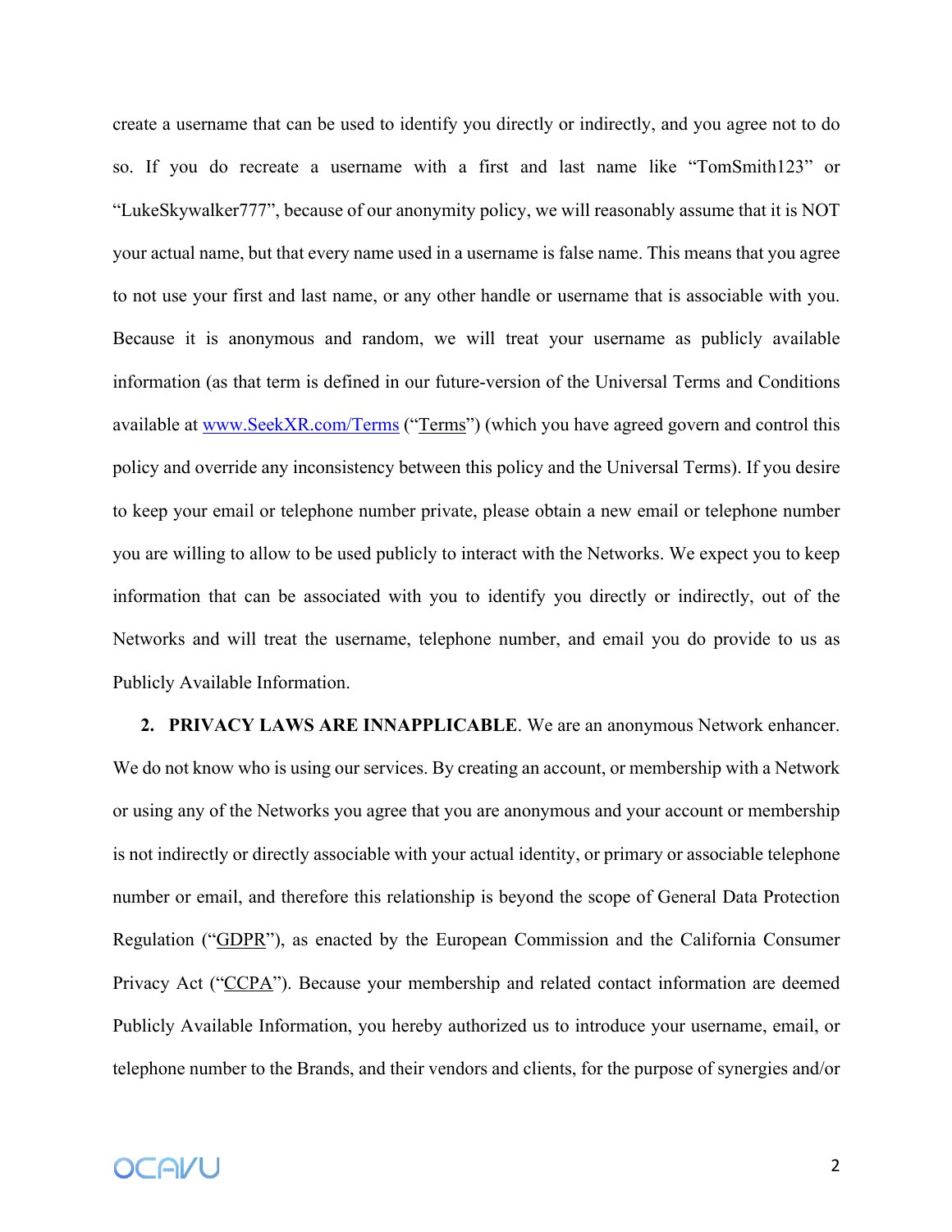create a username that can be used to identify you directly or indirectly, and you agree not to do so. If you do recreate a username with a first and last name like "TomSmith123" or "LukeSkywalker777", because of our anonymity policy, we will reasonably assume that it is NOT your actual name, but that every name used in a username is false name. This means that you agree to not use your first and last name, or any other handle or username that is associable with you. Because it is anonymous and random, we will treat your username as publicly available information (as that term is defined in our future-version of the Universal Terms and Conditions available at [www.SeekXR.com/Terms](www.SeekXR.com/Terms) ("Terms") (which you have agreed govern and control this policy and override any inconsistency between this policy and the Universal Terms). If you desire to keep your email or telephone number private, please obtain a new email or telephone number you are willing to allow to be used publicly to interact with the Networks. We expect you to keep information that can be associated with you to identify you directly or indirectly, out of the Networks and will treat the username, telephone number, and email you do provide to us as Publicly Available Information.

2. **PRIVACY LAWS ARE INNAPPLICABLE**. We are an anonymous Network enhancer. We do not know who is using our services. By creating an account, or membership with a Network or using any of the Networks you agree that you are anonymous and your account or membership is not indirectly or directly associable with your actual identity, or primary or associable telephone number or email, and therefore this relationship is beyond the scope of General Data Protection Regulation ("GDPR"), as enacted by the European Commission and the California Consumer Privacy Act ("CCPA"). Because your membership and related contact information are deemed Publicly Available Information, you hereby authorized us to introduce your username, email, or telephone number to the Brands, and their vendors and clients, for the purpose of synergies and/or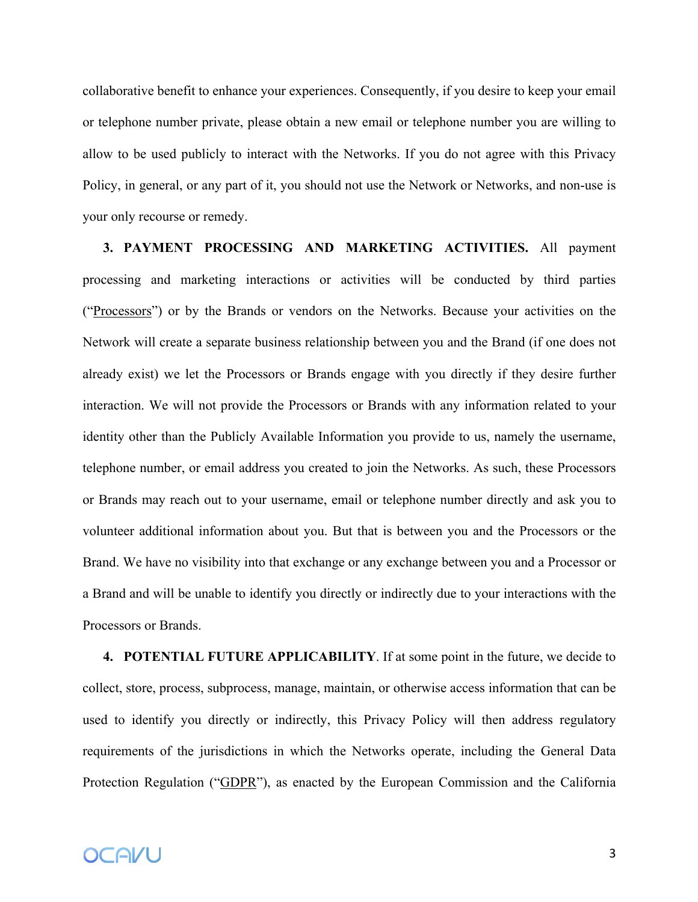collaborative benefit to enhance your experiences. Consequently, if you desire to keep your email or telephone number private, please obtain a new email or telephone number you are willing to allow to be used publicly to interact with the Networks. If you do not agree with this Privacy Policy, in general, or any part of it, you should not use the Network or Networks, and non-use is your only recourse or remedy.

**3. PAYMENT PROCESSING AND MARKETING ACTIVITIES.** All payment processing and marketing interactions or activities will be conducted by third parties ("Processors") or by the Brands or vendors on the Networks. Because your activities on the Network will create a separate business relationship between you and the Brand (if one does not already exist) we let the Processors or Brands engage with you directly if they desire further interaction. We will not provide the Processors or Brands with any information related to your identity other than the Publicly Available Information you provide to us, namely the username, telephone number, or email address you created to join the Networks. As such, these Processors or Brands may reach out to your username, email or telephone number directly and ask you to volunteer additional information about you. But that is between you and the Processors or the Brand. We have no visibility into that exchange or any exchange between you and a Processor or a Brand and will be unable to identify you directly or indirectly due to your interactions with the Processors or Brands.

**4. POTENTIAL FUTURE APPLICABILITY**. If at some point in the future, we decide to collect, store, process, subprocess, manage, maintain, or otherwise access information that can be used to identify you directly or indirectly, this Privacy Policy will then address regulatory requirements of the jurisdictions in which the Networks operate, including the General Data Protection Regulation ("GDPR"), as enacted by the European Commission and the California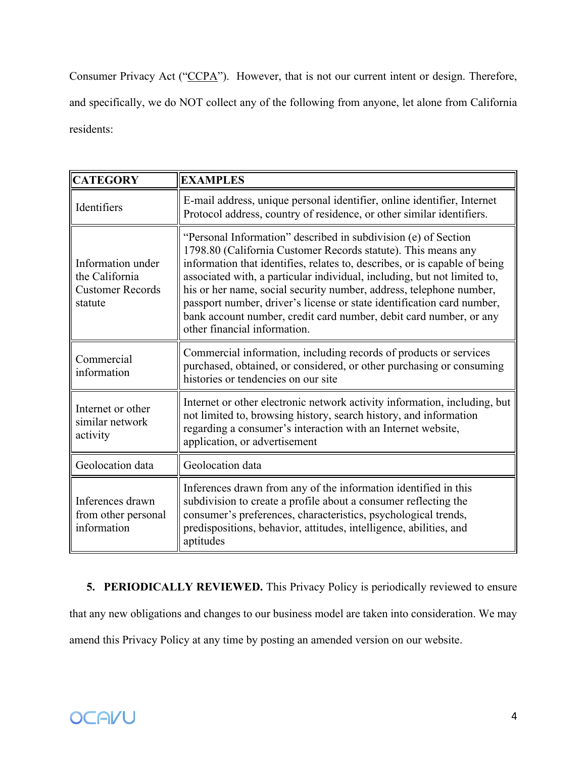Consumer Privacy Act ("CCPA"). However, that is not our current intent or design. Therefore, and specifically, we do NOT collect any of the following from anyone, let alone from California residents:

| CATEGORY | EXAMPLES |
| --- | --- |
| Identifiers | E-mail address, unique personal identifier, online identifier, Internet Protocol address, country of residence, or other similar identifiers. |
| Information under the California Customer Records statute | "Personal Information" described in subdivision (e) of Section 1798.80 (California Customer Records statute). This means any information that identifies, relates to, describes, or is capable of being associated with, a particular individual, including, but not limited to, his or her name, social security number, address, telephone number, passport number, driver's license or state identification card number, bank account number, credit card number, debit card number, or any other financial information. |
| Commercial information | Commercial information, including records of products or services purchased, obtained, or considered, or other purchasing or consuming histories or tendencies on our site |
| Internet or other similar network activity | Internet or other electronic network activity information, including, but not limited to, browsing history, search history, and information regarding a consumer's interaction with an Internet website, application, or advertisement |
| Geolocation data | Geolocation data |
| Inferences drawn from other personal information | Inferences drawn from any of the information identified in this subdivision to create a profile about a consumer reflecting the consumer's preferences, characteristics, psychological trends, predispositions, behavior, attitudes, intelligence, abilities, and aptitudes |

**5. PERIODICALLY REVIEWED.** This Privacy Policy is periodically reviewed to ensure that any new obligations and changes to our business model are taken into consideration. We may amend this Privacy Policy at any time by posting an amended version on our website.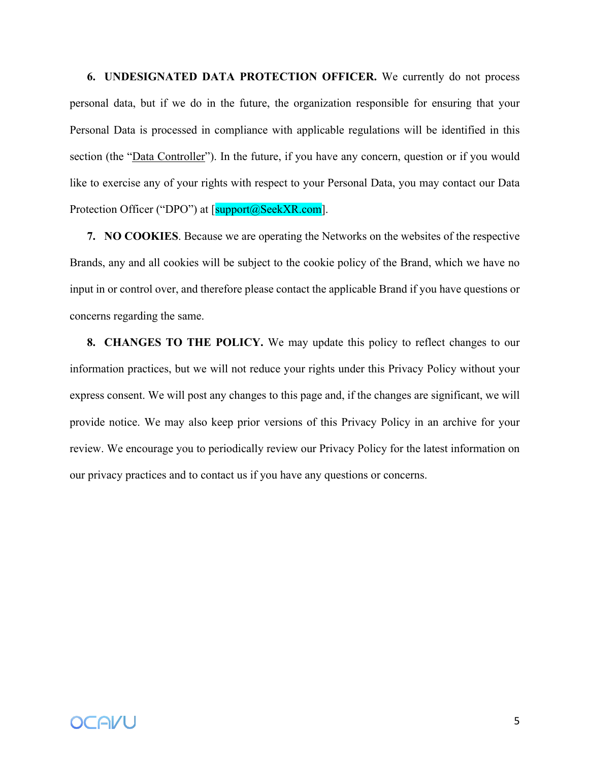**6. UNDESIGNATED DATA PROTECTION OFFICER.** We currently do not process personal data, but if we do in the future, the organization responsible for ensuring that your Personal Data is processed in compliance with applicable regulations will be identified in this section (the "Data Controller"). In the future, if you have any concern, question or if you would like to exercise any of your rights with respect to your Personal Data, you may contact our Data Protection Officer ("DPO") at [support@SeekXR.com].

**7. NO COOKIES**. Because we are operating the Networks on the websites of the respective Brands, any and all cookies will be subject to the cookie policy of the Brand, which we have no input in or control over, and therefore please contact the applicable Brand if you have questions or concerns regarding the same.

**8. CHANGES TO THE POLICY.** We may update this policy to reflect changes to our information practices, but we will not reduce your rights under this Privacy Policy without your express consent. We will post any changes to this page and, if the changes are significant, we will provide notice. We may also keep prior versions of this Privacy Policy in an archive for your review. We encourage you to periodically review our Privacy Policy for the latest information on our privacy practices and to contact us if you have any questions or concerns.